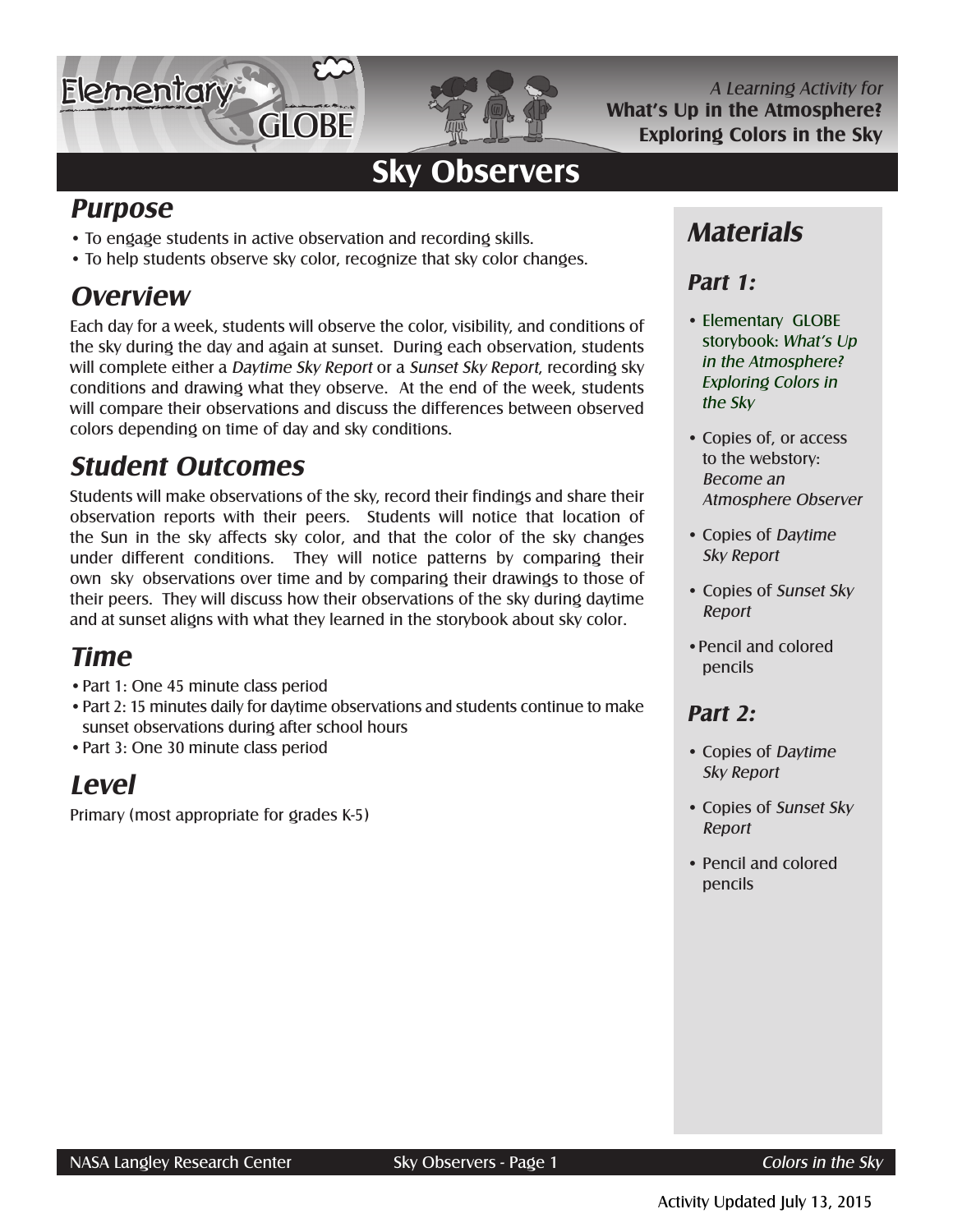A Learning Activity for
**What's Up in the Atmosphere?**
**Exploring Colors in the Sky**

# Sky Observers

## Purpose

- To engage students in active observation and recording skills.
- To help students observe sky color, recognize that sky color changes.

## Overview

Each day for a week, students will observe the color, visibility, and conditions of the sky during the day and again at sunset. During each observation, students will complete either a *Daytime Sky Report* or a *Sunset Sky Report*, recording sky conditions and drawing what they observe. At the end of the week, students will compare their observations and discuss the differences between observed colors depending on time of day and sky conditions.

## Student Outcomes

Students will make observations of the sky, record their findings and share their observation reports with their peers. Students will notice that location of the Sun in the sky affects sky color, and that the color of the sky changes under different conditions. They will notice patterns by comparing their own sky observations over time and by comparing their drawings to those of their peers. They will discuss how their observations of the sky during daytime and at sunset aligns with what they learned in the storybook about sky color.

## Time

- Part 1: One 45 minute class period
- Part 2: 15 minutes daily for daytime observations and students continue to make sunset observations during after school hours
- Part 3: One 30 minute class period

## Level

Primary (most appropriate for grades K-5)

## Materials

### Part 1:

- Elementary GLOBE storybook: *What's Up in the Atmosphere? Exploring Colors in the Sky*
- Copies of, or access to the webstory: *Become an Atmosphere Observer*
- Copies of *Daytime Sky Report*
- Copies of *Sunset Sky Report*
- Pencil and colored pencils

### Part 2:

- Copies of *Daytime Sky Report*
- Copies of *Sunset Sky Report*
- Pencil and colored pencils

Activity Updated July 13, 2015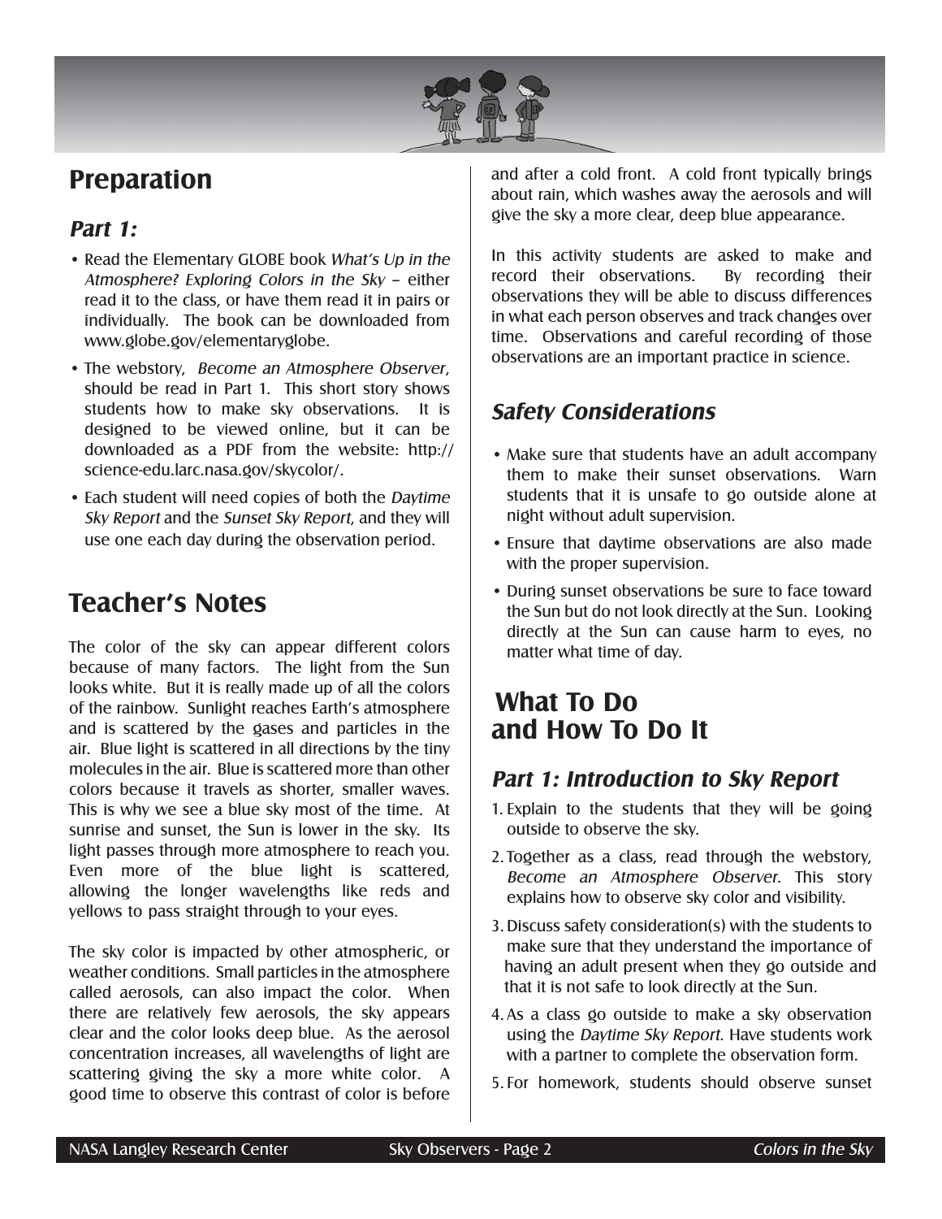## Preparation

### *Part 1:*

- Read the Elementary GLOBE book *What's Up in the Atmosphere? Exploring Colors in the Sky* – either read it to the class, or have them read it in pairs or individually. The book can be downloaded from www.globe.gov/elementaryglobe.
- The webstory, *Become an Atmosphere Observer*, should be read in Part 1. This short story shows students how to make sky observations. It is designed to be viewed online, but it can be downloaded as a PDF from the website: http://science-edu.larc.nasa.gov/skycolor/.
- Each student will need copies of both the *Daytime Sky Report* and the *Sunset Sky Report*, and they will use one each day during the observation period.

## Teacher's Notes

The color of the sky can appear different colors because of many factors. The light from the Sun looks white. But it is really made up of all the colors of the rainbow. Sunlight reaches Earth's atmosphere and is scattered by the gases and particles in the air. Blue light is scattered in all directions by the tiny molecules in the air. Blue is scattered more than other colors because it travels as shorter, smaller waves. This is why we see a blue sky most of the time. At sunrise and sunset, the Sun is lower in the sky. Its light passes through more atmosphere to reach you. Even more of the blue light is scattered, allowing the longer wavelengths like reds and yellows to pass straight through to your eyes.

The sky color is impacted by other atmospheric, or weather conditions. Small particles in the atmosphere called aerosols, can also impact the color. When there are relatively few aerosols, the sky appears clear and the color looks deep blue. As the aerosol concentration increases, all wavelengths of light are scattering giving the sky a more white color. A good time to observe this contrast of color is before and after a cold front. A cold front typically brings about rain, which washes away the aerosols and will give the sky a more clear, deep blue appearance.

In this activity students are asked to make and record their observations. By recording their observations they will be able to discuss differences in what each person observes and track changes over time. Observations and careful recording of those observations are an important practice in science.

### *Safety Considerations*

- Make sure that students have an adult accompany them to make their sunset observations. Warn students that it is unsafe to go outside alone at night without adult supervision.
- Ensure that daytime observations are also made with the proper supervision.
- During sunset observations be sure to face toward the Sun but do not look directly at the Sun. Looking directly at the Sun can cause harm to eyes, no matter what time of day.

## What To Do and How To Do It

### *Part 1: Introduction to Sky Report*

1. Explain to the students that they will be going outside to observe the sky.
2. Together as a class, read through the webstory, *Become an Atmosphere Observer*. This story explains how to observe sky color and visibility.
3. Discuss safety consideration(s) with the students to make sure that they understand the importance of having an adult present when they go outside and that it is not safe to look directly at the Sun.
4. As a class go outside to make a sky observation using the *Daytime Sky Report*. Have students work with a partner to complete the observation form.
5. For homework, students should observe sunset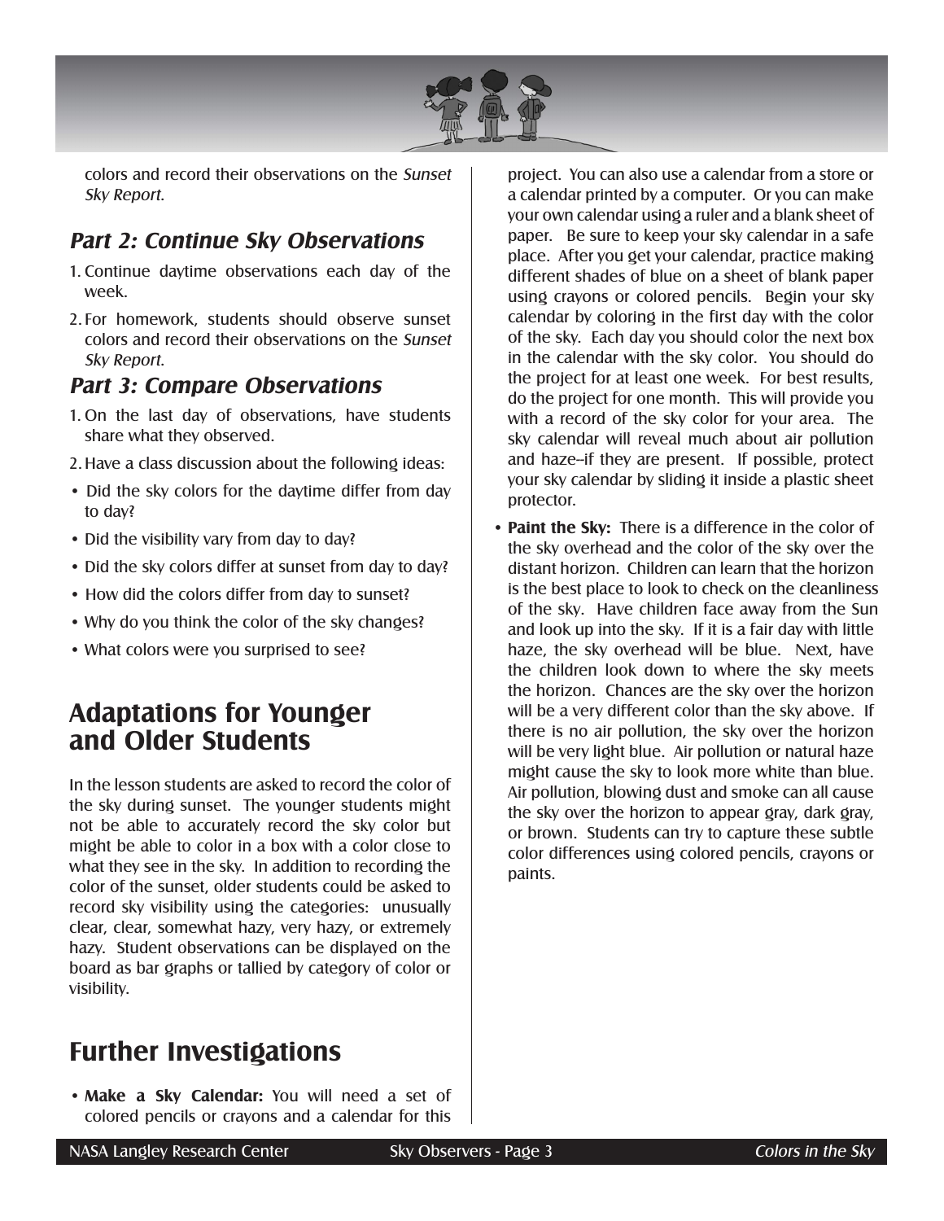colors and record their observations on the *Sunset Sky Report*.

### *Part 2: Continue Sky Observations*

1. Continue daytime observations each day of the week.
2. For homework, students should observe sunset colors and record their observations on the *Sunset Sky Report*.

### *Part 3: Compare Observations*

1. On the last day of observations, have students share what they observed.
2. Have a class discussion about the following ideas:

- Did the sky colors for the daytime differ from day to day?
- Did the visibility vary from day to day?
- Did the sky colors differ at sunset from day to day?
- How did the colors differ from day to sunset?
- Why do you think the color of the sky changes?
- What colors were you surprised to see?

## Adaptations for Younger and Older Students

In the lesson students are asked to record the color of the sky during sunset. The younger students might not be able to accurately record the sky color but might be able to color in a box with a color close to what they see in the sky. In addition to recording the color of the sunset, older students could be asked to record sky visibility using the categories: unusually clear, clear, somewhat hazy, very hazy, or extremely hazy. Student observations can be displayed on the board as bar graphs or tallied by category of color or visibility.

## Further Investigations

- **Make a Sky Calendar:** You will need a set of colored pencils or crayons and a calendar for this project. You can also use a calendar from a store or a calendar printed by a computer. Or you can make your own calendar using a ruler and a blank sheet of paper. Be sure to keep your sky calendar in a safe place. After you get your calendar, practice making different shades of blue on a sheet of blank paper using crayons or colored pencils. Begin your sky calendar by coloring in the first day with the color of the sky. Each day you should color the next box in the calendar with the sky color. You should do the project for at least one week. For best results, do the project for one month. This will provide you with a record of the sky color for your area. The sky calendar will reveal much about air pollution and haze--if they are present. If possible, protect your sky calendar by sliding it inside a plastic sheet protector.
- **Paint the Sky:** There is a difference in the color of the sky overhead and the color of the sky over the distant horizon. Children can learn that the horizon is the best place to look to check on the cleanliness of the sky. Have children face away from the Sun and look up into the sky. If it is a fair day with little haze, the sky overhead will be blue. Next, have the children look down to where the sky meets the horizon. Chances are the sky over the horizon will be a very different color than the sky above. If there is no air pollution, the sky over the horizon will be very light blue. Air pollution or natural haze might cause the sky to look more white than blue. Air pollution, blowing dust and smoke can all cause the sky over the horizon to appear gray, dark gray, or brown. Students can try to capture these subtle color differences using colored pencils, crayons or paints.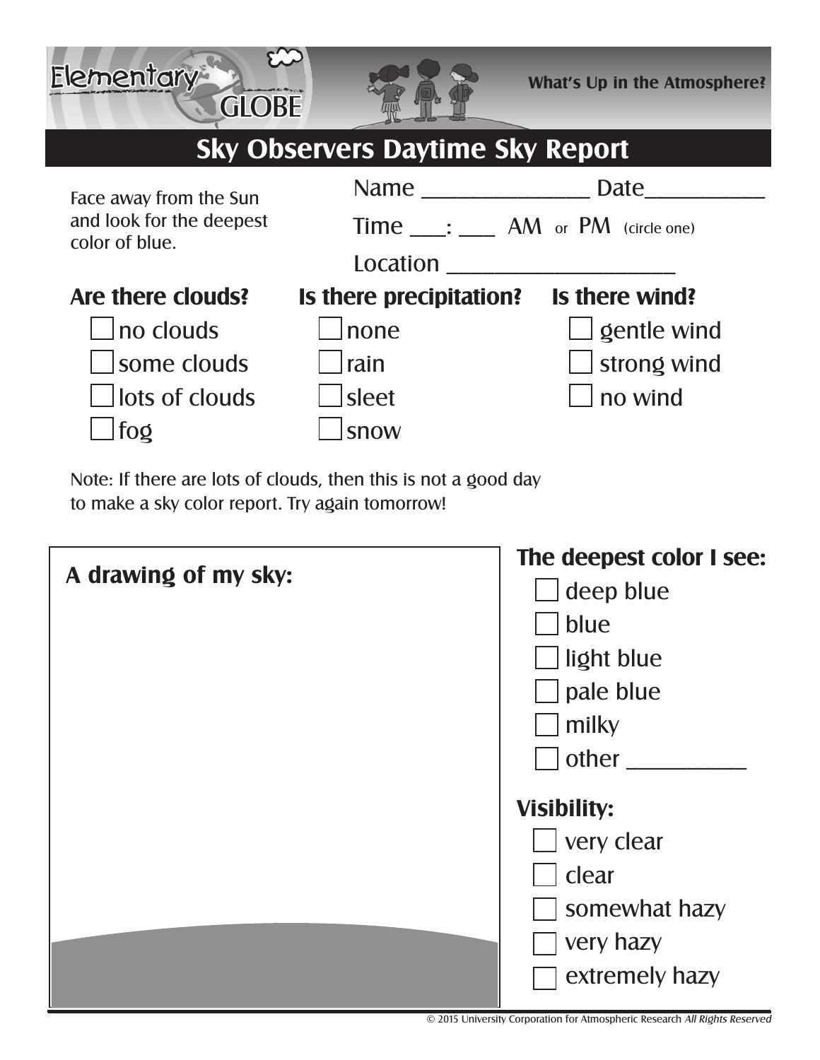Elementary GLOBE

What's Up in the Atmosphere?

# Sky Observers Daytime Sky Report

Face away from the Sun and look for the deepest color of blue.

Name _______________ Date___________

Time ___: ___ AM or PM (circle one)

Location ____________________

**Are there clouds?**

- ☐ no clouds
- ☐ some clouds
- ☐ lots of clouds
- ☐ fog

**Is there precipitation?**

- ☐ none
- ☐ rain
- ☐ sleet
- ☐ snow

**Is there wind?**

- ☐ gentle wind
- ☐ strong wind
- ☐ no wind

Note: If there are lots of clouds, then this is not a good day to make a sky color report. Try again tomorrow!

**A drawing of my sky:**

**The deepest color I see:**

- ☐ deep blue
- ☐ blue
- ☐ light blue
- ☐ pale blue
- ☐ milky
- ☐ other ___________

**Visibility:**

- ☐ very clear
- ☐ clear
- ☐ somewhat hazy
- ☐ very hazy
- ☐ extremely hazy

© 2015 University Corporation for Atmospheric Research *All Rights Reserved*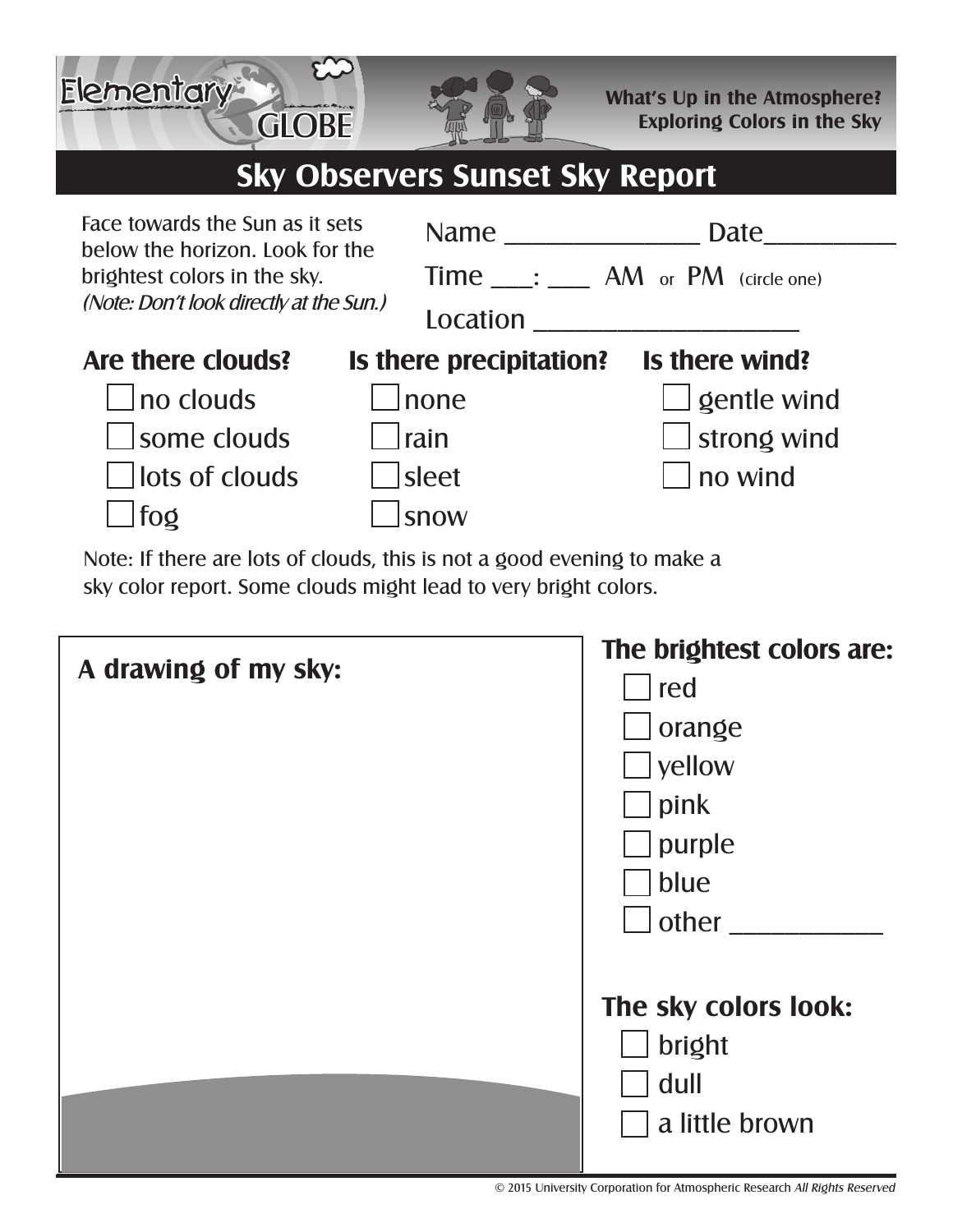Elementary GLOBE

**What's Up in the Atmosphere?**
**Exploring Colors in the Sky**

# Sky Observers Sunset Sky Report

Face towards the Sun as it sets below the horizon. Look for the brightest colors in the sky.
*(Note: Don't look directly at the Sun.)*

Name _______________ Date__________

Time ___: ___ AM or PM (circle one)

Location ____________________

**Are there clouds?**

- ☐ no clouds
- ☐ some clouds
- ☐ lots of clouds
- ☐ fog

**Is there precipitation?**

- ☐ none
- ☐ rain
- ☐ sleet
- ☐ snow

**Is there wind?**

- ☐ gentle wind
- ☐ strong wind
- ☐ no wind

Note: If there are lots of clouds, this is not a good evening to make a sky color report. Some clouds might lead to very bright colors.

**A drawing of my sky:**

**The brightest colors are:**

- ☐ red
- ☐ orange
- ☐ yellow
- ☐ pink
- ☐ purple
- ☐ blue
- ☐ other ___________

**The sky colors look:**

- ☐ bright
- ☐ dull
- ☐ a little brown

© 2015 University Corporation for Atmospheric Research *All Rights Reserved*